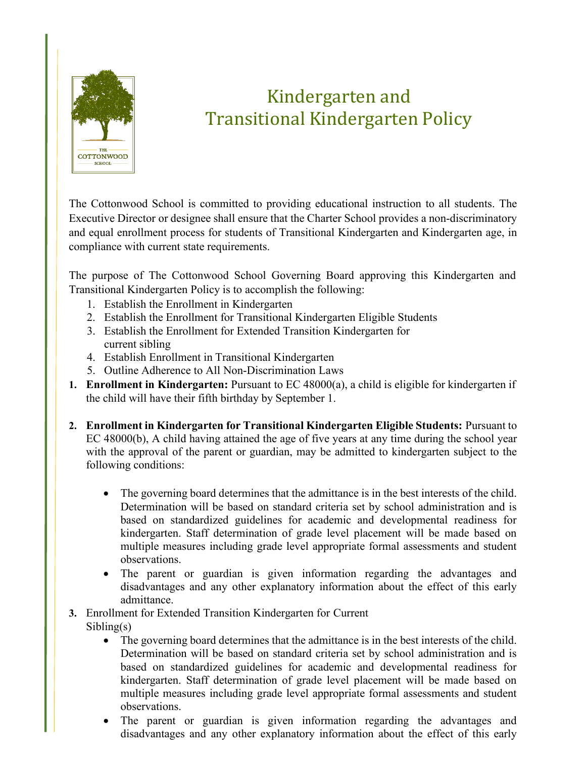# Kindergarten and Transitional Kindergarten Policy

The Cottonwood School is committed to providing educational instruction to all students. The Executive Director or designee shall ensure that the Charter School provides a non-discriminatory and equal enrollment process for students of Transitional Kindergarten and Kindergarten age, in compliance with current state requirements.

The purpose of The Cottonwood School Governing Board approving this Kindergarten and Transitional Kindergarten Policy is to accomplish the following:

1. Establish the Enrollment in Kindergarten
2. Establish the Enrollment for Transitional Kindergarten Eligible Students
3. Establish the Enrollment for Extended Transition Kindergarten for current sibling
4. Establish Enrollment in Transitional Kindergarten
5. Outline Adherence to All Non-Discrimination Laws

1. **Enrollment in Kindergarten:** Pursuant to EC 48000(a), a child is eligible for kindergarten if the child will have their fifth birthday by September 1.

2. **Enrollment in Kindergarten for Transitional Kindergarten Eligible Students:** Pursuant to EC 48000(b), A child having attained the age of five years at any time during the school year with the approval of the parent or guardian, may be admitted to kindergarten subject to the following conditions:

   - The governing board determines that the admittance is in the best interests of the child. Determination will be based on standard criteria set by school administration and is based on standardized guidelines for academic and developmental readiness for kindergarten. Staff determination of grade level placement will be made based on multiple measures including grade level appropriate formal assessments and student observations.
   - The parent or guardian is given information regarding the advantages and disadvantages and any other explanatory information about the effect of this early admittance.

3. Enrollment for Extended Transition Kindergarten for Current Sibling(s)
   - The governing board determines that the admittance is in the best interests of the child. Determination will be based on standard criteria set by school administration and is based on standardized guidelines for academic and developmental readiness for kindergarten. Staff determination of grade level placement will be made based on multiple measures including grade level appropriate formal assessments and student observations.
   - The parent or guardian is given information regarding the advantages and disadvantages and any other explanatory information about the effect of this early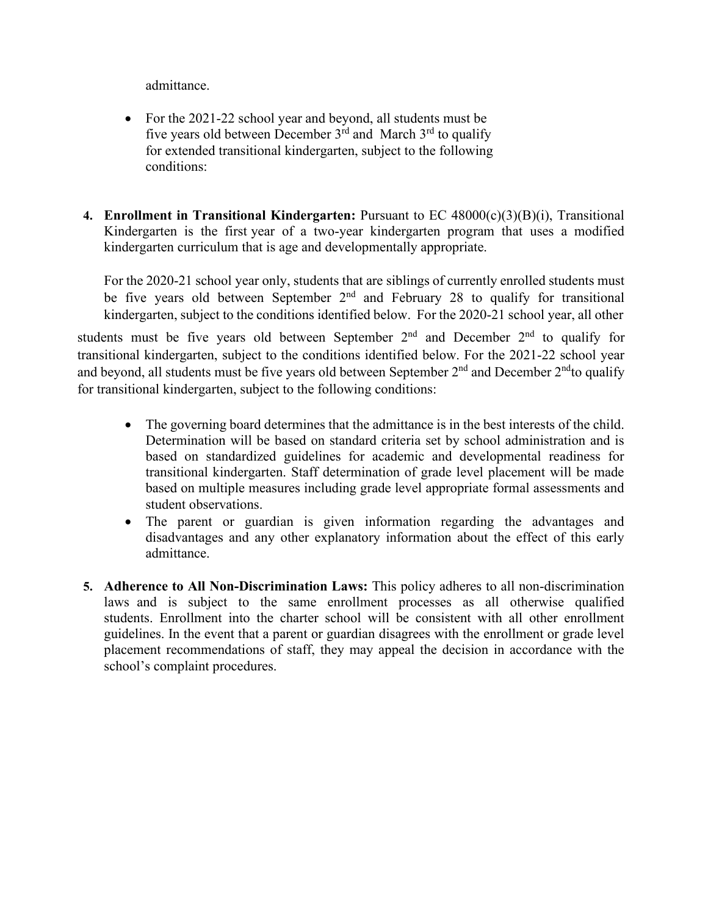admittance.

- For the 2021-22 school year and beyond, all students must be five years old between December 3rd and March 3rd to qualify for extended transitional kindergarten, subject to the following conditions:

4. **Enrollment in Transitional Kindergarten:** Pursuant to EC 48000(c)(3)(B)(i), Transitional Kindergarten is the first year of a two-year kindergarten program that uses a modified kindergarten curriculum that is age and developmentally appropriate.

   For the 2020-21 school year only, students that are siblings of currently enrolled students must be five years old between September 2nd and February 28 to qualify for transitional kindergarten, subject to the conditions identified below. For the 2020-21 school year, all other students must be five years old between September 2nd and December 2nd to qualify for transitional kindergarten, subject to the conditions identified below. For the 2021-22 school year and beyond, all students must be five years old between September 2nd and December 2nd to qualify for transitional kindergarten, subject to the following conditions:

   - The governing board determines that the admittance is in the best interests of the child. Determination will be based on standard criteria set by school administration and is based on standardized guidelines for academic and developmental readiness for transitional kindergarten. Staff determination of grade level placement will be made based on multiple measures including grade level appropriate formal assessments and student observations.
   - The parent or guardian is given information regarding the advantages and disadvantages and any other explanatory information about the effect of this early admittance.

5. **Adherence to All Non-Discrimination Laws:** This policy adheres to all non-discrimination laws and is subject to the same enrollment processes as all otherwise qualified students. Enrollment into the charter school will be consistent with all other enrollment guidelines. In the event that a parent or guardian disagrees with the enrollment or grade level placement recommendations of staff, they may appeal the decision in accordance with the school's complaint procedures.